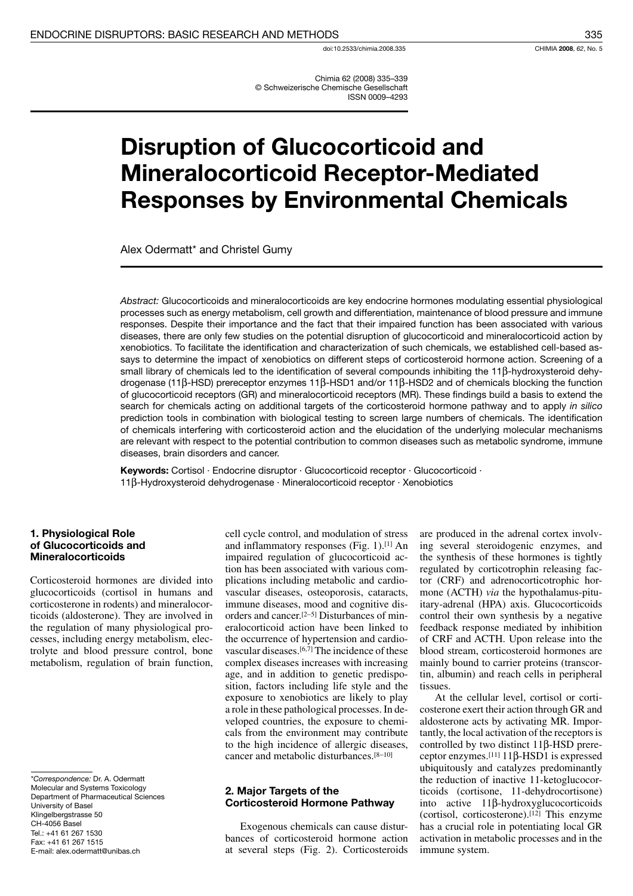doi:10.2533/chimia.2008.335

Chimia 62 (2008) 335–339
© Schweizerische Chemische Gesellschaft
ISSN 0009–4293

# Disruption of Glucocorticoid and Mineralocorticoid Receptor-Mediated Responses by Environmental Chemicals

Alex Odermatt* and Christel Gumy

*Abstract:* Glucocorticoids and mineralocorticoids are key endocrine hormones modulating essential physiological processes such as energy metabolism, cell growth and differentiation, maintenance of blood pressure and immune responses. Despite their importance and the fact that their impaired function has been associated with various diseases, there are only few studies on the potential disruption of glucocorticoid and mineralocorticoid action by xenobiotics. To facilitate the identification and characterization of such chemicals, we established cell-based assays to determine the impact of xenobiotics on different steps of corticosteroid hormone action. Screening of a small library of chemicals led to the identification of several compounds inhibiting the 11β-hydroxysteroid dehydrogenase (11β-HSD) prereceptor enzymes 11β-HSD1 and/or 11β-HSD2 and of chemicals blocking the function of glucocorticoid receptors (GR) and mineralocorticoid receptors (MR). These findings build a basis to extend the search for chemicals acting on additional targets of the corticosteroid hormone pathway and to apply *in silico* prediction tools in combination with biological testing to screen large numbers of chemicals. The identification of chemicals interfering with corticosteroid action and the elucidation of the underlying molecular mechanisms are relevant with respect to the potential contribution to common diseases such as metabolic syndrome, immune diseases, brain disorders and cancer.

**Keywords:** Cortisol · Endocrine disruptor · Glucocorticoid receptor · Glucocorticoid · 11β-Hydroxysteroid dehydrogenase · Mineralocorticoid receptor · Xenobiotics

## 1. Physiological Role of Glucocorticoids and Mineralocorticoids

Corticosteroid hormones are divided into glucocorticoids (cortisol in humans and corticosterone in rodents) and mineralocorticoids (aldosterone). They are involved in the regulation of many physiological processes, including energy metabolism, electrolyte and blood pressure control, bone metabolism, regulation of brain function, cell cycle control, and modulation of stress and inflammatory responses (Fig. 1).[1] An impaired regulation of glucocorticoid action has been associated with various complications including metabolic and cardiovascular diseases, osteoporosis, cataracts, immune diseases, mood and cognitive disorders and cancer.[2–5] Disturbances of mineralocorticoid action have been linked to the occurrence of hypertension and cardiovascular diseases.[6,7] The incidence of these complex diseases increases with increasing age, and in addition to genetic predisposition, factors including life style and the exposure to xenobiotics are likely to play a role in these pathological processes. In developed countries, the exposure to chemicals from the environment may contribute to the high incidence of allergic diseases, cancer and metabolic disturbances.[8–10]

## 2. Major Targets of the Corticosteroid Hormone Pathway

Exogenous chemicals can cause disturbances of corticosteroid hormone action at several steps (Fig. 2). Corticosteroids are produced in the adrenal cortex involving several steroidogenic enzymes, and the synthesis of these hormones is tightly regulated by corticotrophin releasing factor (CRF) and adrenocorticotrophic hormone (ACTH) *via* the hypothalamus-pituitary-adrenal (HPA) axis. Glucocorticoids control their own synthesis by a negative feedback response mediated by inhibition of CRF and ACTH. Upon release into the blood stream, corticosteroid hormones are mainly bound to carrier proteins (transcortin, albumin) and reach cells in peripheral tissues.

At the cellular level, cortisol or corticosterone exert their action through GR and aldosterone acts by activating MR. Importantly, the local activation of the receptors is controlled by two distinct 11β-HSD prereceptor enzymes.[11] 11β-HSD1 is expressed ubiquitously and catalyzes predominantly the reduction of inactive 11-ketoglucocorticoids (cortisone, 11-dehydrocortisone) into active 11β-hydroxyglucocorticoids (cortisol, corticosterone).[12] This enzyme has a crucial role in potentiating local GR activation in metabolic processes and in the immune system.

*\*Correspondence:* Dr. A. Odermatt
Molecular and Systems Toxicology
Department of Pharmaceutical Sciences
University of Basel
Klingelbergstrasse 50
CH-4056 Basel
Tel.: +41 61 267 1530
Fax: +41 61 267 1515
E-mail: alex.odermatt@unibas.ch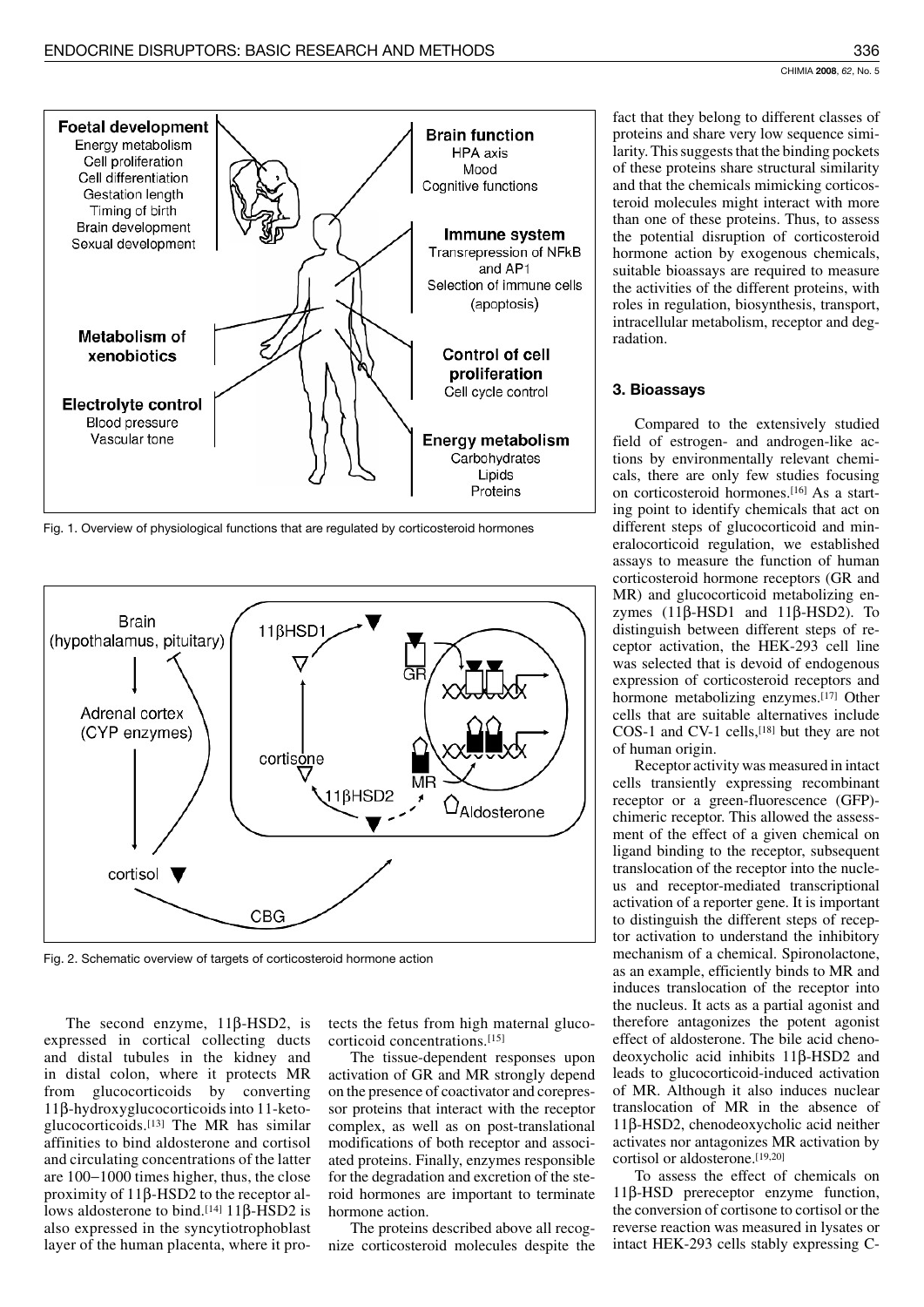Foetal development
Energy metabolism
Cell proliferation
Cell differentiation
Gestation length
Timing of birth
Brain development
Sexual development

Metabolism of xenobiotics

Electrolyte control
Blood pressure
Vascular tone

Brain function
HPA axis
Mood
Cognitive functions

Immune system
Transrepression of NFkB and AP1
Selection of immune cells (apoptosis)

Control of cell proliferation
Cell cycle control

Energy metabolism
Carbohydrates
Lipids
Proteins

Fig. 1. Overview of physiological functions that are regulated by corticosteroid hormones

Brain
(hypothalamus, pituitary)

Adrenal cortex
(CYP enzymes)

cortisol

CBG

11βHSD1

GR

cortisone

MR

11βHSD2

Aldosterone

Fig. 2. Schematic overview of targets of corticosteroid hormone action

The second enzyme, 11β-HSD2, is expressed in cortical collecting ducts and distal tubules in the kidney and in distal colon, where it protects MR from glucocorticoids by converting 11β-hydroxyglucocorticoids into 11-ketoglucocorticoids.[13] The MR has similar affinities to bind aldosterone and cortisol and circulating concentrations of the latter are 100–1000 times higher, thus, the close proximity of 11β-HSD2 to the receptor allows aldosterone to bind.[14] 11β-HSD2 is also expressed in the syncytiotrophoblast layer of the human placenta, where it protects the fetus from high maternal glucocorticoid concentrations.[15]

The tissue-dependent responses upon activation of GR and MR strongly depend on the presence of coactivator and corepressor proteins that interact with the receptor complex, as well as on post-translational modifications of both receptor and associated proteins. Finally, enzymes responsible for the degradation and excretion of the steroid hormones are important to terminate hormone action.

The proteins described above all recognize corticosteroid molecules despite the fact that they belong to different classes of proteins and share very low sequence similarity. This suggests that the binding pockets of these proteins share structural similarity and that the chemicals mimicking corticosteroid molecules might interact with more than one of these proteins. Thus, to assess the potential disruption of corticosteroid hormone action by exogenous chemicals, suitable bioassays are required to measure the activities of the different proteins, with roles in regulation, biosynthesis, transport, intracellular metabolism, receptor and degradation.

## 3. Bioassays

Compared to the extensively studied field of estrogen- and androgen-like actions by environmentally relevant chemicals, there are only few studies focusing on corticosteroid hormones.[16] As a starting point to identify chemicals that act on different steps of glucocorticoid and mineralocorticoid regulation, we established assays to measure the function of human corticosteroid hormone receptors (GR and MR) and glucocorticoid metabolizing enzymes (11β-HSD1 and 11β-HSD2). To distinguish between different steps of receptor activation, the HEK-293 cell line was selected that is devoid of endogenous expression of corticosteroid receptors and hormone metabolizing enzymes.[17] Other cells that are suitable alternatives include COS-1 and CV-1 cells,[18] but they are not of human origin.

Receptor activity was measured in intact cells transiently expressing recombinant receptor or a green-fluorescence (GFP)-chimeric receptor. This allowed the assessment of the effect of a given chemical on ligand binding to the receptor, subsequent translocation of the receptor into the nucleus and receptor-mediated transcriptional activation of a reporter gene. It is important to distinguish the different steps of receptor activation to understand the inhibitory mechanism of a chemical. Spironolactone, as an example, efficiently binds to MR and induces translocation of the receptor into the nucleus. It acts as a partial agonist and therefore antagonizes the potent agonist effect of aldosterone. The bile acid chenodeoxycholic acid inhibits 11β-HSD2 and leads to glucocorticoid-induced activation of MR. Although it also induces nuclear translocation of MR in the absence of 11β-HSD2, chenodeoxycholic acid neither activates nor antagonizes MR activation by cortisol or aldosterone.[19,20]

To assess the effect of chemicals on 11β-HSD prereceptor enzyme function, the conversion of cortisone to cortisol or the reverse reaction was measured in lysates or intact HEK-293 cells stably expressing C-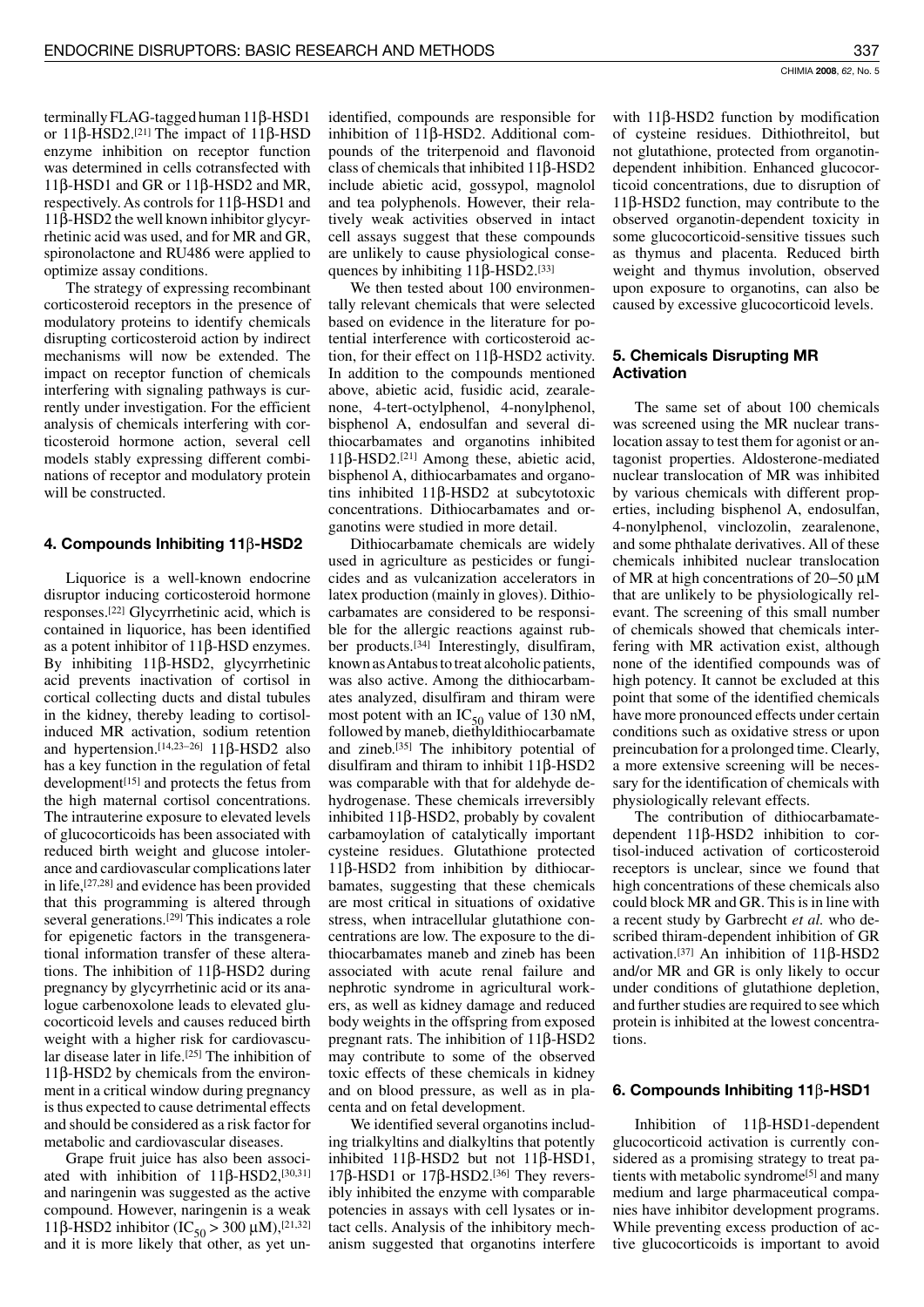terminally FLAG-tagged human 11β-HSD1 or 11β-HSD2.[21] The impact of 11β-HSD enzyme inhibition on receptor function was determined in cells cotransfected with 11β-HSD1 and GR or 11β-HSD2 and MR, respectively. As controls for 11β-HSD1 and 11β-HSD2 the well known inhibitor glycyrrhetinic acid was used, and for MR and GR, spironolactone and RU486 were applied to optimize assay conditions.

The strategy of expressing recombinant corticosteroid receptors in the presence of modulatory proteins to identify chemicals disrupting corticosteroid action by indirect mechanisms will now be extended. The impact on receptor function of chemicals interfering with signaling pathways is currently under investigation. For the efficient analysis of chemicals interfering with corticosteroid hormone action, several cell models stably expressing different combinations of receptor and modulatory protein will be constructed.

## 4. Compounds Inhibiting 11β-HSD2

Liquorice is a well-known endocrine disruptor inducing corticosteroid hormone responses.[22] Glycyrrhetinic acid, which is contained in liquorice, has been identified as a potent inhibitor of 11β-HSD enzymes. By inhibiting 11β-HSD2, glycyrrhetinic acid prevents inactivation of cortisol in cortical collecting ducts and distal tubules in the kidney, thereby leading to cortisol-induced MR activation, sodium retention and hypertension.[14,23–26] 11β-HSD2 also has a key function in the regulation of fetal development[15] and protects the fetus from the high maternal cortisol concentrations. The intrauterine exposure to elevated levels of glucocorticoids has been associated with reduced birth weight and glucose intolerance and cardiovascular complications later in life,[27,28] and evidence has been provided that this programming is altered through several generations.[29] This indicates a role for epigenetic factors in the transgenerational information transfer of these alterations. The inhibition of 11β-HSD2 during pregnancy by glycyrrhetinic acid or its analogue carbenoxolone leads to elevated glucocorticoid levels and causes reduced birth weight with a higher risk for cardiovascular disease later in life.[25] The inhibition of 11β-HSD2 by chemicals from the environment in a critical window during pregnancy is thus expected to cause detrimental effects and should be considered as a risk factor for metabolic and cardiovascular diseases.

Grape fruit juice has also been associated with inhibition of 11β-HSD2,[30,31] and naringenin was suggested as the active compound. However, naringenin is a weak 11β-HSD2 inhibitor ($IC_{50}$ > 300 μM),[21,32] and it is more likely that other, as yet unidentified, compounds are responsible for inhibition of 11β-HSD2. Additional compounds of the triterpenoid and flavonoid class of chemicals that inhibited 11β-HSD2 include abietic acid, gossypol, magnolol and tea polyphenols. However, their relatively weak activities observed in intact cell assays suggest that these compounds are unlikely to cause physiological consequences by inhibiting 11β-HSD2.[33]

We then tested about 100 environmentally relevant chemicals that were selected based on evidence in the literature for potential interference with corticosteroid action, for their effect on 11β-HSD2 activity. In addition to the compounds mentioned above, abietic acid, fusidic acid, zearalenone, 4-tert-octylphenol, 4-nonylphenol, bisphenol A, endosulfan and several dithiocarbamates and organotins inhibited 11β-HSD2.[21] Among these, abietic acid, bisphenol A, dithiocarbamates and organotins inhibited 11β-HSD2 at subcytotoxic concentrations. Dithiocarbamates and organotins were studied in more detail.

Dithiocarbamate chemicals are widely used in agriculture as pesticides or fungicides and as vulcanization accelerators in latex production (mainly in gloves). Dithiocarbamates are considered to be responsible for the allergic reactions against rubber products.[34] Interestingly, disulfiram, known as Antabus to treat alcoholic patients, was also active. Among the dithiocarbamates analyzed, disulfiram and thiram were most potent with an $IC_{50}$ value of 130 nM, followed by maneb, diethyldithiocarbamate and zineb.[35] The inhibitory potential of disulfiram and thiram to inhibit 11β-HSD2 was comparable with that for aldehyde dehydrogenase. These chemicals irreversibly inhibited 11β-HSD2, probably by covalent carbamoylation of catalytically important cysteine residues. Glutathione protected 11β-HSD2 from inhibition by dithiocarbamates, suggesting that these chemicals are most critical in situations of oxidative stress, when intracellular glutathione concentrations are low. The exposure to the dithiocarbamates maneb and zineb has been associated with acute renal failure and nephrotic syndrome in agricultural workers, as well as kidney damage and reduced body weights in the offspring from exposed pregnant rats. The inhibition of 11β-HSD2 may contribute to some of the observed toxic effects of these chemicals in kidney and on blood pressure, as well as in placenta and on fetal development.

We identified several organotins including trialkyltins and dialkyltins that potently inhibited 11β-HSD2 but not 11β-HSD1, 17β-HSD1 or 17β-HSD2.[36] They reversibly inhibited the enzyme with comparable potencies in assays with cell lysates or intact cells. Analysis of the inhibitory mechanism suggested that organotins interfere with 11β-HSD2 function by modification of cysteine residues. Dithiothreitol, but not glutathione, protected from organotin-dependent inhibition. Enhanced glucocorticoid concentrations, due to disruption of 11β-HSD2 function, may contribute to the observed organotin-dependent toxicity in some glucocorticoid-sensitive tissues such as thymus and placenta. Reduced birth weight and thymus involution, observed upon exposure to organotins, can also be caused by excessive glucocorticoid levels.

## 5. Chemicals Disrupting MR Activation

The same set of about 100 chemicals was screened using the MR nuclear translocation assay to test them for agonist or antagonist properties. Aldosterone-mediated nuclear translocation of MR was inhibited by various chemicals with different properties, including bisphenol A, endosulfan, 4-nonylphenol, vinclozolin, zearalenone, and some phthalate derivatives. All of these chemicals inhibited nuclear translocation of MR at high concentrations of 20–50 μM that are unlikely to be physiologically relevant. The screening of this small number of chemicals showed that chemicals interfering with MR activation exist, although none of the identified compounds was of high potency. It cannot be excluded at this point that some of the identified chemicals have more pronounced effects under certain conditions such as oxidative stress or upon preincubation for a prolonged time. Clearly, a more extensive screening will be necessary for the identification of chemicals with physiologically relevant effects.

The contribution of dithiocarbamate-dependent 11β-HSD2 inhibition to cortisol-induced activation of corticosteroid receptors is unclear, since we found that high concentrations of these chemicals also could block MR and GR. This is in line with a recent study by Garbrecht *et al.* who described thiram-dependent inhibition of GR activation.[37] An inhibition of 11β-HSD2 and/or MR and GR is only likely to occur under conditions of glutathione depletion, and further studies are required to see which protein is inhibited at the lowest concentrations.

## 6. Compounds Inhibiting 11β-HSD1

Inhibition of 11β-HSD1-dependent glucocorticoid activation is currently considered as a promising strategy to treat patients with metabolic syndrome[5] and many medium and large pharmaceutical companies have inhibitor development programs. While preventing excess production of active glucocorticoids is important to avoid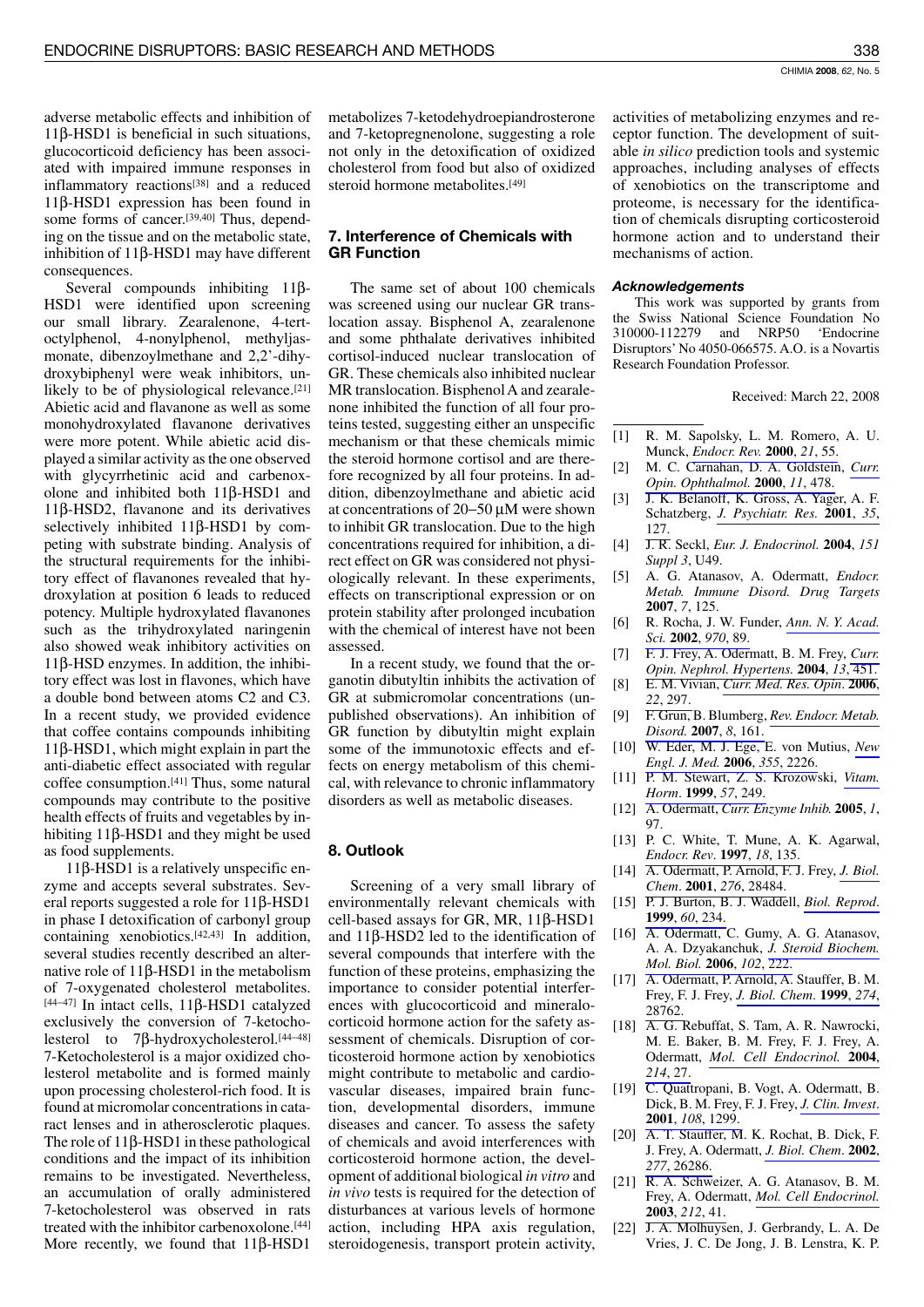adverse metabolic effects and inhibition of 11β-HSD1 is beneficial in such situations, glucocorticoid deficiency has been associated with impaired immune responses in inflammatory reactions[38] and a reduced 11β-HSD1 expression has been found in some forms of cancer.[39,40] Thus, depending on the tissue and on the metabolic state, inhibition of 11β-HSD1 may have different consequences.

Several compounds inhibiting 11β-HSD1 were identified upon screening our small library. Zearalenone, 4-tert-octylphenol, 4-nonylphenol, methyljasmonate, dibenzoylmethane and 2,2'-dihydroxybiphenyl were weak inhibitors, unlikely to be of physiological relevance.[21] Abietic acid and flavanone as well as some monohydroxylated flavanone derivatives were more potent. While abietic acid displayed a similar activity as the one observed with glycyrrhetinic acid and carbenoxolone and inhibited both 11β-HSD1 and 11β-HSD2, flavanone and its derivatives selectively inhibited 11β-HSD1 by competing with substrate binding. Analysis of the structural requirements for the inhibitory effect of flavanones revealed that hydroxylation at position 6 leads to reduced potency. Multiple hydroxylated flavanones such as the trihydroxylated naringenin also showed weak inhibitory activities on 11β-HSD enzymes. In addition, the inhibitory effect was lost in flavones, which have a double bond between atoms C2 and C3. In a recent study, we provided evidence that coffee contains compounds inhibiting 11β-HSD1, which might explain in part the anti-diabetic effect associated with regular coffee consumption.[41] Thus, some natural compounds may contribute to the positive health effects of fruits and vegetables by inhibiting 11β-HSD1 and they might be used as food supplements.

11β-HSD1 is a relatively unspecific enzyme and accepts several substrates. Several reports suggested a role for 11β-HSD1 in phase I detoxification of carbonyl group containing xenobiotics.[42,43] In addition, several studies recently described an alternative role of 11β-HSD1 in the metabolism of 7-oxygenated cholesterol metabolites.[44–47] In intact cells, 11β-HSD1 catalyzed exclusively the conversion of 7-ketocholesterol to 7β-hydroxycholesterol.[44–48] 7-Ketocholesterol is a major oxidized cholesterol metabolite and is formed mainly upon processing cholesterol-rich food. It is found at micromolar concentrations in cataract lenses and in atherosclerotic plaques. The role of 11β-HSD1 in these pathological conditions and the impact of its inhibition remains to be investigated. Nevertheless, an accumulation of orally administered 7-ketocholesterol was observed in rats treated with the inhibitor carbenoxolone.[44] More recently, we found that 11β-HSD1 metabolizes 7-ketodehydroepiandrosterone and 7-ketopregnenolone, suggesting a role not only in the detoxification of oxidized cholesterol from food but also of oxidized steroid hormone metabolites.[49]

## 7. Interference of Chemicals with GR Function

The same set of about 100 chemicals was screened using our nuclear GR translocation assay. Bisphenol A, zearalenone and some phthalate derivatives inhibited cortisol-induced nuclear translocation of GR. These chemicals also inhibited nuclear MR translocation. Bisphenol A and zearalenone inhibited the function of all four proteins tested, suggesting either an unspecific mechanism or that these chemicals mimic the steroid hormone cortisol and are therefore recognized by all four proteins. In addition, dibenzoylmethane and abietic acid at concentrations of 20–50 μM were shown to inhibit GR translocation. Due to the high concentrations required for inhibition, a direct effect on GR was considered not physiologically relevant. In these experiments, effects on transcriptional expression or on protein stability after prolonged incubation with the chemical of interest have not been assessed.

In a recent study, we found that the organotin dibutyltin inhibits the activation of GR at submicromolar concentrations (unpublished observations). An inhibition of GR function by dibutyltin might explain some of the immunotoxic effects and effects on energy metabolism of this chemical, with relevance to chronic inflammatory disorders as well as metabolic diseases.

## 8. Outlook

Screening of a very small library of environmentally relevant chemicals with cell-based assays for GR, MR, 11β-HSD1 and 11β-HSD2 led to the identification of several compounds that interfere with the function of these proteins, emphasizing the importance to consider potential interferences with glucocorticoid and mineralocorticoid hormone action for the safety assessment of chemicals. Disruption of corticosteroid hormone action by xenobiotics might contribute to metabolic and cardiovascular diseases, impaired brain function, developmental disorders, immune diseases and cancer. To assess the safety of chemicals and avoid interferences with corticosteroid hormone action, the development of additional biological *in vitro* and *in vivo* tests is required for the detection of disturbances at various levels of hormone action, including HPA axis regulation, steroidogenesis, transport protein activity, activities of metabolizing enzymes and receptor function. The development of suitable *in silico* prediction tools and systemic approaches, including analyses of effects of xenobiotics on the transcriptome and proteome, is necessary for the identification of chemicals disrupting corticosteroid hormone action and to understand their mechanisms of action.

#### *Acknowledgements*

This work was supported by grants from the Swiss National Science Foundation No 310000-112279 and NRP50 'Endocrine Disruptors' No 4050-066575. A.O. is a Novartis Research Foundation Professor.

Received: March 22, 2008

- [1] R. M. Sapolsky, L. M. Romero, A. U. Munck, *Endocr. Rev.* **2000**, *21*, 55.
- [2] M. C. Carnahan, D. A. Goldstein, *Curr. Opin. Ophthalmol.* **2000**, *11*, 478.
- [3] J. K. Belanoff, K. Gross, A. Yager, A. F. Schatzberg, *J. Psychiatr. Res.* **2001**, *35*, 127.
- [4] J. R. Seckl, *Eur. J. Endocrinol.* **2004**, *151 Suppl 3*, U49.
- [5] A. G. Atanasov, A. Odermatt, *Endocr. Metab. Immune Disord. Drug Targets* **2007**, *7*, 125.
- [6] R. Rocha, J. W. Funder, *Ann. N. Y. Acad. Sci.* **2002**, *970*, 89.
- [7] F. J. Frey, A. Odermatt, B. M. Frey, *Curr. Opin. Nephrol. Hypertens.* **2004**, *13*, 451.
- [8] E. M. Vivian, *Curr. Med. Res. Opin.* **2006**, *22*, 297.
- [9] F. Grun, B. Blumberg, *Rev. Endocr. Metab. Disord.* **2007**, *8*, 161.
- [10] W. Eder, M. J. Ege, E. von Mutius, *New Engl. J. Med.* **2006**, *355*, 2226.
- [11] P. M. Stewart, Z. S. Krozowski, *Vitam. Horm.* **1999**, *57*, 249.
- [12] A. Odermatt, *Curr. Enzyme Inhib.* **2005**, *1*, 97.
- [13] P. C. White, T. Mune, A. K. Agarwal, *Endocr. Rev.* **1997**, *18*, 135.
- [14] A. Odermatt, P. Arnold, F. J. Frey, *J. Biol. Chem.* **2001**, *276*, 28484.
- [15] P. J. Burton, B. J. Waddell, *Biol. Reprod.* **1999**, *60*, 234.
- [16] A. Odermatt, C. Gumy, A. G. Atanasov, A. A. Dzyakanchuk, *J. Steroid Biochem. Mol. Biol.* **2006**, *102*, 222.
- [17] A. Odermatt, P. Arnold, A. Stauffer, B. M. Frey, F. J. Frey, *J. Biol. Chem.* **1999**, *274*, 28762.
- [18] A. G. Rebuffat, S. Tam, A. R. Nawrocki, M. E. Baker, B. M. Frey, F. J. Frey, A. Odermatt, *Mol. Cell Endocrinol.* **2004**, *214*, 27.
- [19] C. Quattropani, B. Vogt, A. Odermatt, B. Dick, B. M. Frey, F. J. Frey, *J. Clin. Invest.* **2001**, *108*, 1299.
- [20] A. T. Stauffer, M. K. Rochat, B. Dick, F. J. Frey, A. Odermatt, *J. Biol. Chem.* **2002**, *277*, 26286.
- [21] R. A. Schweizer, A. G. Atanasov, B. M. Frey, A. Odermatt, *Mol. Cell Endocrinol.* **2003**, *212*, 41.
- [22] J. A. Molhuysen, J. Gerbrandy, L. A. De Vries, J. C. De Jong, J. B. Lenstra, K. P.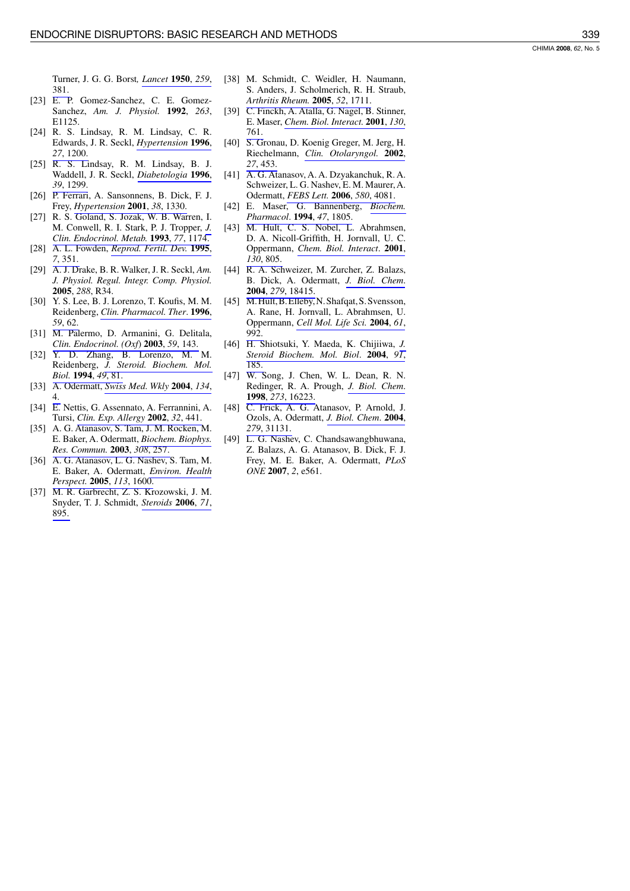Turner, J. G. G. Borst, *Lancet* **1950**, *259*, 381.

[23] E. P. Gomez-Sanchez, C. E. Gomez-Sanchez, *Am. J. Physiol.* **1992**, *263*, E1125.

[24] R. S. Lindsay, R. M. Lindsay, C. R. Edwards, J. R. Seckl, *Hypertension* **1996**, *27*, 1200.

[25] R. S. Lindsay, R. M. Lindsay, B. J. Waddell, J. R. Seckl, *Diabetologia* **1996**, *39*, 1299.

[26] P. Ferrari, A. Sansonnens, B. Dick, F. J. Frey, *Hypertension* **2001**, *38*, 1330.

[27] R. S. Goland, S. Jozak, W. B. Warren, I. M. Conwell, R. I. Stark, P. J. Tropper, *J. Clin. Endocrinol. Metab.* **1993**, *77*, 1174.

[28] A. L. Fowden, *Reprod. Fertil. Dev.* **1995**, *7*, 351.

[29] A. J. Drake, B. R. Walker, J. R. Seckl, *Am. J. Physiol. Regul. Integr. Comp. Physiol.* **2005**, *288*, R34.

[30] Y. S. Lee, B. J. Lorenzo, T. Koufis, M. M. Reidenberg, *Clin. Pharmacol. Ther*. **1996**, *59*, 62.

[31] M. Palermo, D. Armanini, G. Delitala, *Clin. Endocrinol. (Oxf)* **2003**, *59*, 143.

[32] Y. D. Zhang, B. Lorenzo, M. M. Reidenberg, *J. Steroid. Biochem. Mol. Biol.* **1994**, *49*, 81.

[33] A. Odermatt, *Swiss Med. Wkly* **2004**, *134*, 4.

[34] E. Nettis, G. Assennato, A. Ferrannini, A. Tursi, *Clin. Exp. Allergy* **2002**, *32*, 441.

[35] A. G. Atanasov, S. Tam, J. M. Rocken, M. E. Baker, A. Odermatt, *Biochem. Biophys. Res. Commun.* **2003**, *308*, 257.

[36] A. G. Atanasov, L. G. Nashev, S. Tam, M. E. Baker, A. Odermatt, *Environ. Health Perspect.* **2005**, *113*, 1600.

[37] M. R. Garbrecht, Z. S. Krozowski, J. M. Snyder, T. J. Schmidt, *Steroids* **2006**, *71*, 895.

[38] M. Schmidt, C. Weidler, H. Naumann, S. Anders, J. Scholmerich, R. H. Straub, *Arthritis Rheum.* **2005**, *52*, 1711.

[39] C. Finckh, A. Atalla, G. Nagel, B. Stinner, E. Maser, *Chem. Biol. Interact.* **2001**, *130*, 761.

[40] S. Gronau, D. Koenig Greger, M. Jerg, H. Riechelmann, *Clin. Otolaryngol.* **2002**, *27*, 453.

[41] A. G. Atanasov, A. A. Dzyakanchuk, R. A. Schweizer, L. G. Nashev, E. M. Maurer, A. Odermatt, *FEBS Lett.* **2006**, *580*, 4081.

[42] E. Maser, G. Bannenberg, *Biochem. Pharmacol*. **1994**, *47*, 1805.

[43] M. Hult, C. S. Nobel, L. Abrahmsen, D. A. Nicoll-Griffith, H. Jornvall, U. C. Oppermann, *Chem. Biol. Interact*. **2001**, *130*, 805.

[44] R. A. Schweizer, M. Zurcher, Z. Balazs, B. Dick, A. Odermatt, *J. Biol. Chem.* **2004**, *279*, 18415.

[45] M. Hult, B. Elleby, N. Shafqat, S. Svensson, A. Rane, H. Jornvall, L. Abrahmsen, U. Oppermann, *Cell Mol. Life Sci.* **2004**, *61*, 992.

[46] H. Shiotsuki, Y. Maeda, K. Chijiiwa, *J. Steroid Biochem. Mol. Biol*. **2004**, *91*, 185.

[47] W. Song, J. Chen, W. L. Dean, R. N. Redinger, R. A. Prough, *J. Biol. Chem*. **1998**, *273*, 16223.

[48] C. Frick, A. G. Atanasov, P. Arnold, J. Ozols, A. Odermatt, *J. Biol. Chem*. **2004**, *279*, 31131.

[49] L. G. Nashev, C. Chandsawangbhuwana, Z. Balazs, A. G. Atanasov, B. Dick, F. J. Frey, M. E. Baker, A. Odermatt, *PLoS ONE* **2007**, *2*, e561.